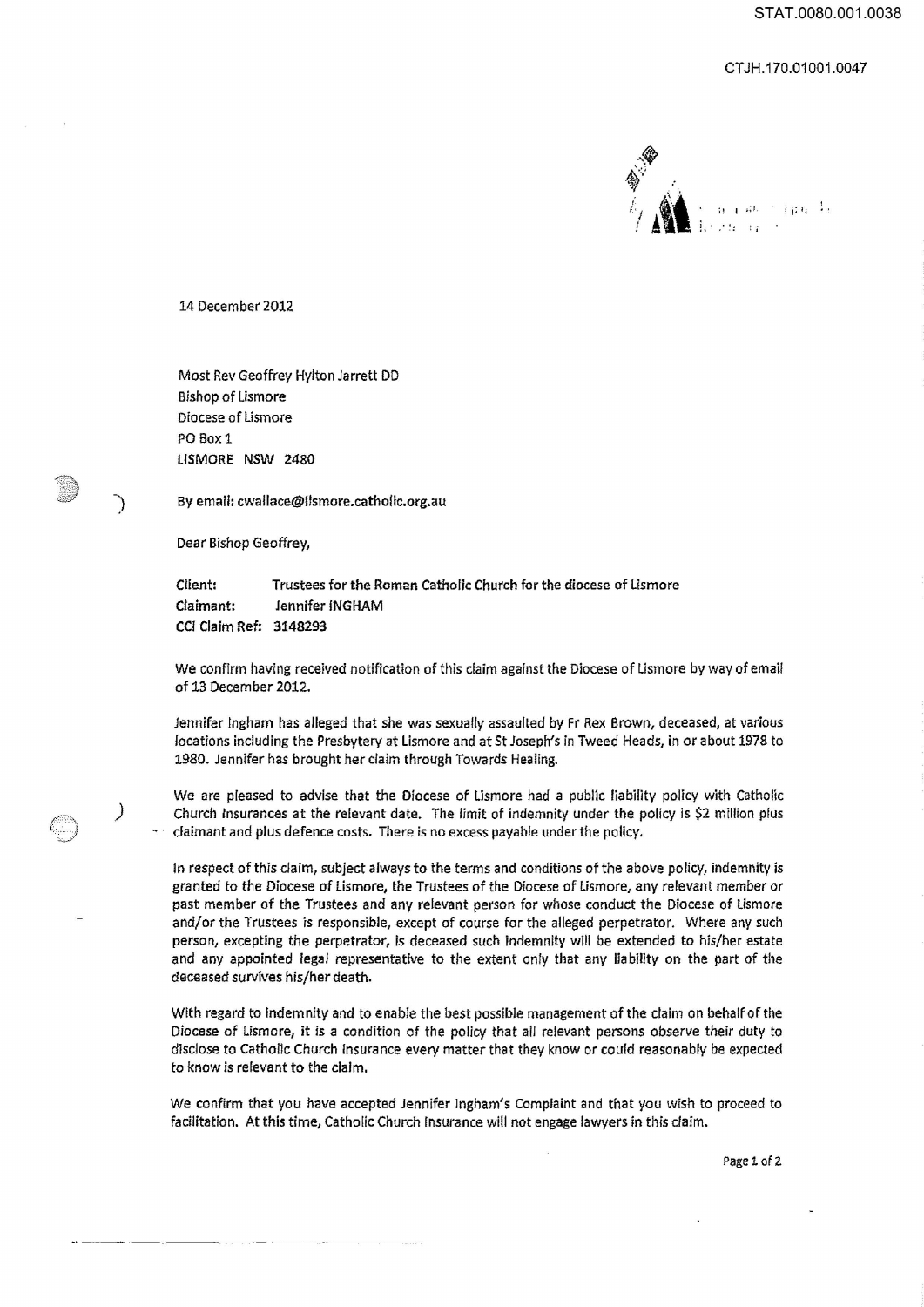14 December 2012

Most Rev Geoffrey Hylton Jarrett DD
Bishop of Lismore
Diocese of Lismore
PO Box 1
LISMORE NSW 2480

By email: cwallace@lismore.catholic.org.au

Dear Bishop Geoffrey,

**Client:** Trustees for the Roman Catholic Church for the diocese of Lismore
**Claimant:** Jennifer INGHAM
**CCI Claim Ref:** 3148293

We confirm having received notification of this claim against the Diocese of Lismore by way of email of 13 December 2012.

Jennifer Ingham has alleged that she was sexually assaulted by Fr Rex Brown, deceased, at various locations including the Presbytery at Lismore and at St Joseph's in Tweed Heads, in or about 1978 to 1980. Jennifer has brought her claim through Towards Healing.

We are pleased to advise that the Diocese of Lismore had a public liability policy with Catholic Church Insurances at the relevant date. The limit of indemnity under the policy is $2 million plus claimant and plus defence costs. There is no excess payable under the policy.

In respect of this claim, subject always to the terms and conditions of the above policy, indemnity is granted to the Diocese of Lismore, the Trustees of the Diocese of Lismore, any relevant member or past member of the Trustees and any relevant person for whose conduct the Diocese of Lismore and/or the Trustees is responsible, except of course for the alleged perpetrator. Where any such person, excepting the perpetrator, is deceased such indemnity will be extended to his/her estate and any appointed legal representative to the extent only that any liability on the part of the deceased survives his/her death.

With regard to indemnity and to enable the best possible management of the claim on behalf of the Diocese of Lismore, it is a condition of the policy that all relevant persons observe their duty to disclose to Catholic Church Insurance every matter that they know or could reasonably be expected to know is relevant to the claim.

We confirm that you have accepted Jennifer Ingham's Complaint and that you wish to proceed to facilitation. At this time, Catholic Church Insurance will not engage lawyers in this claim.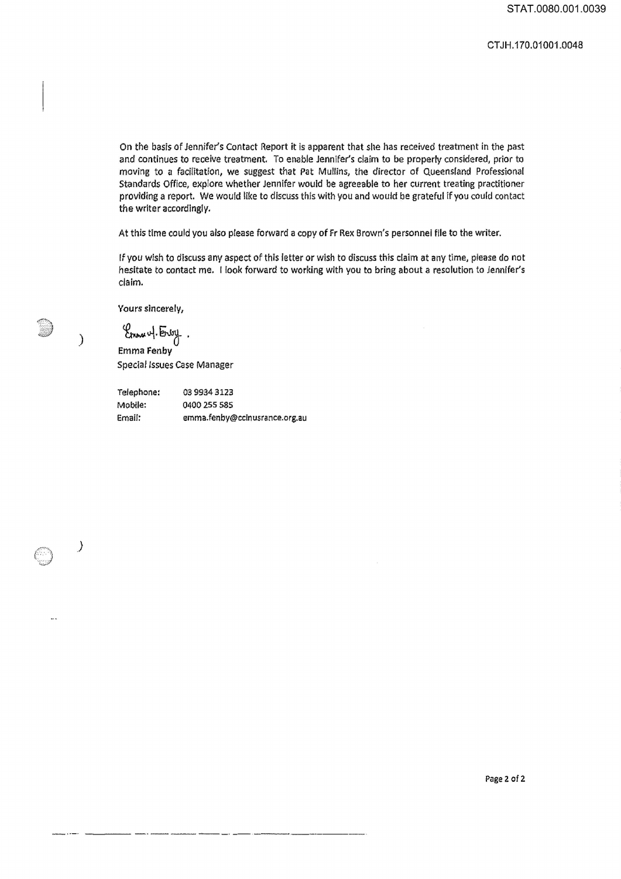On the basis of Jennifer's Contact Report it is apparent that she has received treatment in the past and continues to receive treatment. To enable Jennifer's claim to be properly considered, prior to moving to a facilitation, we suggest that Pat Mullins, the director of Queensland Professional Standards Office, explore whether Jennifer would be agreeable to her current treating practitioner providing a report. We would like to discuss this with you and would be grateful if you could contact the writer accordingly.

At this time could you also please forward a copy of Fr Rex Brown's personnel file to the writer.

If you wish to discuss any aspect of this letter or wish to discuss this claim at any time, please do not hesitate to contact me. I look forward to working with you to bring about a resolution to Jennifer's claim.

Yours sincerely,

Emma Fenby
Special Issues Case Manager

| | |
|---|---|
| Telephone: | 03 9934 3123 |
| Mobile: | 0400 255 585 |
| Email: | emma.fenby@ccinusrance.org.au |